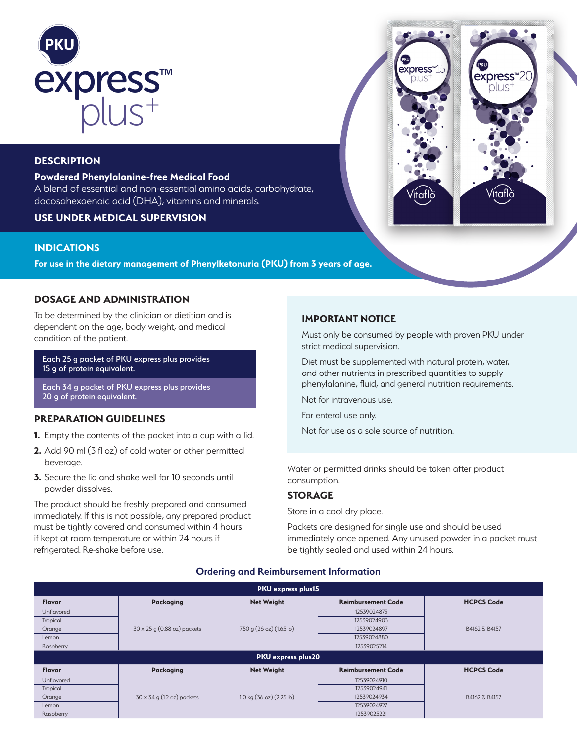# PKU express™ plus+

## DESCRIPTION

**Powdered Phenylalanine-free Medical Food**

A blend of essential and non-essential amino acids, carbohydrate, docosahexaenoic acid (DHA), vitamins and minerals.

**USE UNDER MEDICAL SUPERVISION**

## INDICATIONS

**For use in the dietary management of Phenylketonuria (PKU) from 3 years of age.**

## DOSAGE AND ADMINISTRATION

To be determined by the clinician or dietitian and is dependent on the age, body weight, and medical condition of the patient.

Each 25 g packet of PKU express plus provides 15 g of protein equivalent.

Each 34 g packet of PKU express plus provides 20 g of protein equivalent.

## PREPARATION GUIDELINES

1. Empty the contents of the packet into a cup with a lid.
2. Add 90 ml (3 fl oz) of cold water or other permitted beverage.
3. Secure the lid and shake well for 10 seconds until powder dissolves.

The product should be freshly prepared and consumed immediately. If this is not possible, any prepared product must be tightly covered and consumed within 4 hours if kept at room temperature or within 24 hours if refrigerated. Re-shake before use.

## IMPORTANT NOTICE

Must only be consumed by people with proven PKU under strict medical supervision.

Diet must be supplemented with natural protein, water, and other nutrients in prescribed quantities to supply phenylalanine, fluid, and general nutrition requirements.

Not for intravenous use.

For enteral use only.

Not for use as a sole source of nutrition.

Water or permitted drinks should be taken after product consumption.

## STORAGE

Store in a cool dry place.

Packets are designed for single use and should be used immediately once opened. Any unused powder in a packet must be tightly sealed and used within 24 hours.

## Ordering and Reimbursement Information

| PKU express plus15 | | | | |
|---|---|---|---|---|
| **Flavor** | **Packaging** | **Net Weight** | **Reimbursement Code** | **HCPCS Code** |
| Unflavored | 30 x 25 g (0.88 oz) packets | 750 g (26 oz) (1.65 lb) | 12539024873 | B4162 & B4157 |
| Tropical | | | 12539024903 | |
| Orange | | | 12539024897 | |
| Lemon | | | 12539024880 | |
| Raspberry | | | 12539025214 | |
| **PKU express plus20** | | | | |
| **Flavor** | **Packaging** | **Net Weight** | **Reimbursement Code** | **HCPCS Code** |
| Unflavored | 30 x 34 g (1.2 oz) packets | 1.0 kg (36 oz) (2.25 lb) | 12539024910 | B4162 & B4157 |
| Tropical | | | 12539024941 | |
| Orange | | | 12539024934 | |
| Lemon | | | 12539024927 | |
| Raspberry | | | 12539025221 | |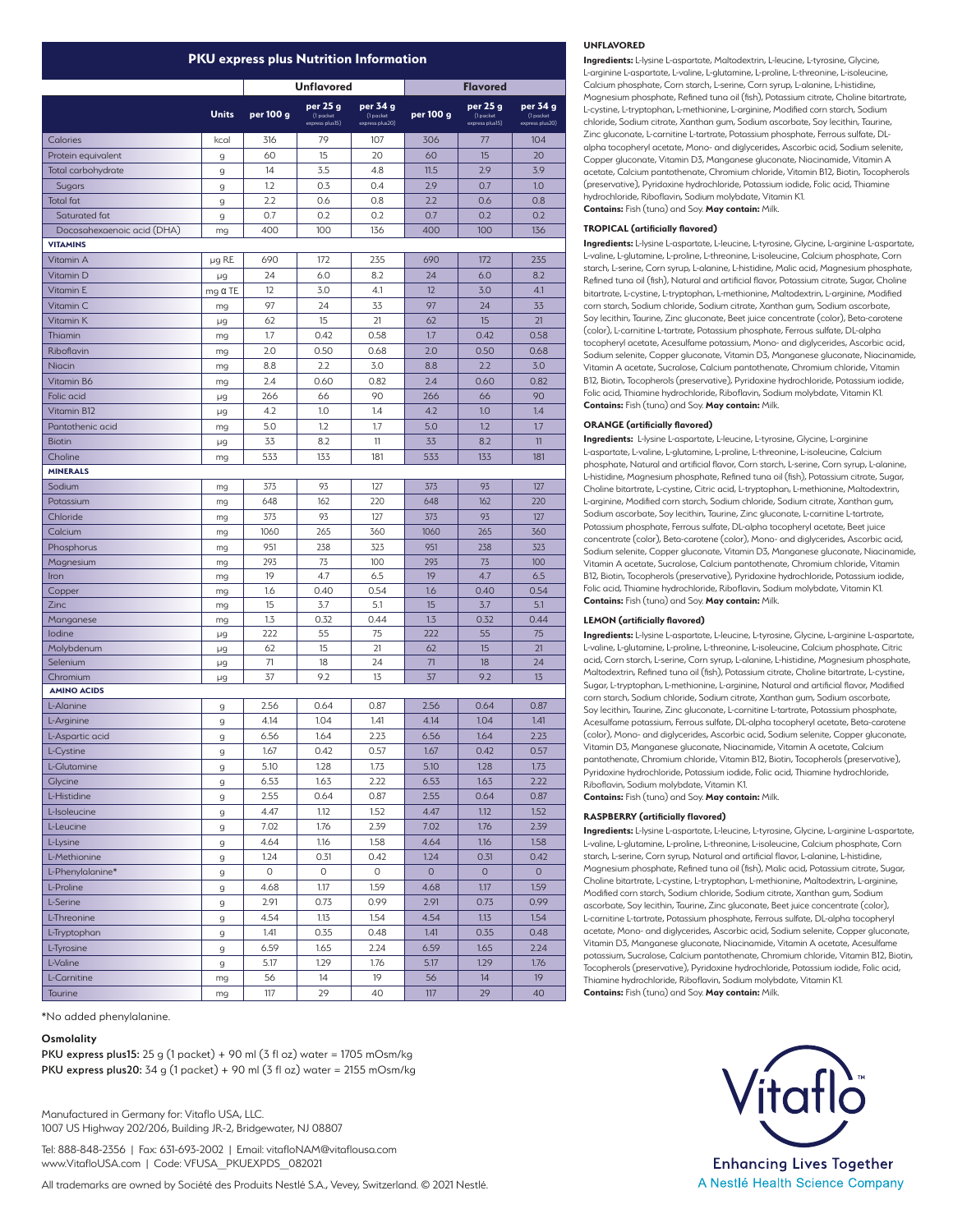## PKU express plus Nutrition Information

| | Units | Unflavored per 100 g | Unflavored per 25 g (1 packet express plus15) | Unflavored per 34 g (1 packet express plus20) | Flavored per 100 g | Flavored per 25 g (1 packet express plus15) | Flavored per 34 g (1 packet express plus20) |
|---|---|---|---|---|---|---|---|
| Calories | kcal | 316 | 79 | 107 | 306 | 77 | 104 |
| Protein equivalent | g | 60 | 15 | 20 | 60 | 15 | 20 |
| Total carbohydrate | g | 14 | 3.5 | 4.8 | 11.5 | 2.9 | 3.9 |
| Sugars | g | 1.2 | 0.3 | 0.4 | 2.9 | 0.7 | 1.0 |
| Total fat | g | 2.2 | 0.6 | 0.8 | 2.2 | 0.6 | 0.8 |
| Saturated fat | g | 0.7 | 0.2 | 0.2 | 0.7 | 0.2 | 0.2 |
| Docosahexaenoic acid (DHA) | mg | 400 | 100 | 136 | 400 | 100 | 136 |
| **VITAMINS** | | | | | | | |
| Vitamin A | µg RE | 690 | 172 | 235 | 690 | 172 | 235 |
| Vitamin D | µg | 24 | 6.0 | 8.2 | 24 | 6.0 | 8.2 |
| Vitamin E | mg α TE | 12 | 3.0 | 4.1 | 12 | 3.0 | 4.1 |
| Vitamin C | mg | 97 | 24 | 33 | 97 | 24 | 33 |
| Vitamin K | µg | 62 | 15 | 21 | 62 | 15 | 21 |
| Thiamin | mg | 1.7 | 0.42 | 0.58 | 1.7 | 0.42 | 0.58 |
| Riboflavin | mg | 2.0 | 0.50 | 0.68 | 2.0 | 0.50 | 0.68 |
| Niacin | mg | 8.8 | 2.2 | 3.0 | 8.8 | 2.2 | 3.0 |
| Vitamin B6 | mg | 2.4 | 0.60 | 0.82 | 2.4 | 0.60 | 0.82 |
| Folic acid | µg | 266 | 66 | 90 | 266 | 66 | 90 |
| Vitamin B12 | µg | 4.2 | 1.0 | 1.4 | 4.2 | 1.0 | 1.4 |
| Pantothenic acid | mg | 5.0 | 1.2 | 1.7 | 5.0 | 1.2 | 1.7 |
| Biotin | µg | 33 | 8.2 | 11 | 33 | 8.2 | 11 |
| Choline | mg | 533 | 133 | 181 | 533 | 133 | 181 |
| **MINERALS** | | | | | | | |
| Sodium | mg | 373 | 93 | 127 | 373 | 93 | 127 |
| Potassium | mg | 648 | 162 | 220 | 648 | 162 | 220 |
| Chloride | mg | 373 | 93 | 127 | 373 | 93 | 127 |
| Calcium | mg | 1060 | 265 | 360 | 1060 | 265 | 360 |
| Phosphorus | mg | 951 | 238 | 323 | 951 | 238 | 323 |
| Magnesium | mg | 293 | 73 | 100 | 293 | 73 | 100 |
| Iron | mg | 19 | 4.7 | 6.5 | 19 | 4.7 | 6.5 |
| Copper | mg | 1.6 | 0.40 | 0.54 | 1.6 | 0.40 | 0.54 |
| Zinc | mg | 15 | 3.7 | 5.1 | 15 | 3.7 | 5.1 |
| Manganese | mg | 1.3 | 0.32 | 0.44 | 1.3 | 0.32 | 0.44 |
| Iodine | µg | 222 | 55 | 75 | 222 | 55 | 75 |
| Molybdenum | µg | 62 | 15 | 21 | 62 | 15 | 21 |
| Selenium | µg | 71 | 18 | 24 | 71 | 18 | 24 |
| Chromium | µg | 37 | 9.2 | 13 | 37 | 9.2 | 13 |
| **AMINO ACIDS** | | | | | | | |
| L-Alanine | g | 2.56 | 0.64 | 0.87 | 2.56 | 0.64 | 0.87 |
| L-Arginine | g | 4.14 | 1.04 | 1.41 | 4.14 | 1.04 | 1.41 |
| L-Aspartic acid | g | 6.56 | 1.64 | 2.23 | 6.56 | 1.64 | 2.23 |
| L-Cystine | g | 1.67 | 0.42 | 0.57 | 1.67 | 0.42 | 0.57 |
| L-Glutamine | g | 5.10 | 1.28 | 1.73 | 5.10 | 1.28 | 1.73 |
| Glycine | g | 6.53 | 1.63 | 2.22 | 6.53 | 1.63 | 2.22 |
| L-Histidine | g | 2.55 | 0.64 | 0.87 | 2.55 | 0.64 | 0.87 |
| L-Isoleucine | g | 4.47 | 1.12 | 1.52 | 4.47 | 1.12 | 1.52 |
| L-Leucine | g | 7.02 | 1.76 | 2.39 | 7.02 | 1.76 | 2.39 |
| L-Lysine | g | 4.64 | 1.16 | 1.58 | 4.64 | 1.16 | 1.58 |
| L-Methionine | g | 1.24 | 0.31 | 0.42 | 1.24 | 0.31 | 0.42 |
| L-Phenylalanine* | g | 0 | 0 | 0 | 0 | 0 | 0 |
| L-Proline | g | 4.68 | 1.17 | 1.59 | 4.68 | 1.17 | 1.59 |
| L-Serine | g | 2.91 | 0.73 | 0.99 | 2.91 | 0.73 | 0.99 |
| L-Threonine | g | 4.54 | 1.13 | 1.54 | 4.54 | 1.13 | 1.54 |
| L-Tryptophan | g | 1.41 | 0.35 | 0.48 | 1.41 | 0.35 | 0.48 |
| L-Tyrosine | g | 6.59 | 1.65 | 2.24 | 6.59 | 1.65 | 2.24 |
| L-Valine | g | 5.17 | 1.29 | 1.76 | 5.17 | 1.29 | 1.76 |
| L-Carnitine | mg | 56 | 14 | 19 | 56 | 14 | 19 |
| Taurine | mg | 117 | 29 | 40 | 117 | 29 | 40 |

*No added phenylalanine.

**Osmolality**

**PKU express plus15:** 25 g (1 packet) + 90 ml (3 fl oz) water = 1705 mOsm/kg
**PKU express plus20:** 34 g (1 packet) + 90 ml (3 fl oz) water = 2155 mOsm/kg

### UNFLAVORED

**Ingredients:** L-lysine L-aspartate, Maltodextrin, L-leucine, L-tyrosine, Glycine, L-arginine L-aspartate, L-valine, L-glutamine, L-proline, L-threonine, L-isoleucine, Calcium phosphate, Corn starch, L-serine, Corn syrup, L-alanine, L-histidine, Magnesium phosphate, Refined tuna oil (fish), Potassium citrate, Choline bitartrate, L-cystine, L-tryptophan, L-methionine, L-arginine, Modified corn starch, Sodium chloride, Sodium citrate, Xanthan gum, Sodium ascorbate, Soy lecithin, Taurine, Zinc gluconate, L-carnitine L-tartrate, Potassium phosphate, Ferrous sulfate, DL-alpha tocopheryl acetate, Mono- and diglycerides, Ascorbic acid, Sodium selenite, Copper gluconate, Vitamin D3, Manganese gluconate, Niacinamide, Vitamin A acetate, Calcium pantothenate, Chromium chloride, Vitamin B12, Biotin, Tocopherols (preservative), Pyridoxine hydrochloride, Potassium iodide, Folic acid, Thiamine hydrochloride, Riboflavin, Sodium molybdate, Vitamin K1.
**Contains:** Fish (tuna) and Soy. **May contain:** Milk.

### TROPICAL (artificially flavored)

**Ingredients:** L-lysine L-aspartate, L-leucine, L-tyrosine, Glycine, L-arginine L-aspartate, L-valine, L-glutamine, L-proline, L-threonine, L-isoleucine, Calcium phosphate, Corn starch, L-serine, Corn syrup, L-alanine, L-histidine, Malic acid, Magnesium phosphate, Refined tuna oil (fish), Natural and artificial flavor, Potassium citrate, Sugar, Choline bitartrate, L-cystine, L-tryptophan, L-methionine, Maltodextrin, L-arginine, Modified corn starch, Sodium chloride, Sodium citrate, Xanthan gum, Sodium ascorbate, Soy lecithin, Taurine, Zinc gluconate, Beet juice concentrate (color), Beta-carotene (color), L-carnitine L-tartrate, Potassium phosphate, Ferrous sulfate, DL-alpha tocopheryl acetate, Acesulfame potassium, Mono- and diglycerides, Ascorbic acid, Sodium selenite, Copper gluconate, Vitamin D3, Manganese gluconate, Niacinamide, Vitamin A acetate, Sucralose, Calcium pantothenate, Chromium chloride, Vitamin B12, Biotin, Tocopherols (preservative), Pyridoxine hydrochloride, Potassium iodide, Folic acid, Thiamine hydrochloride, Riboflavin, Sodium molybdate, Vitamin K1.
**Contains:** Fish (tuna) and Soy. **May contain:** Milk.

### ORANGE (artificially flavored)

**Ingredients:** L-lysine L-aspartate, L-leucine, L-tyrosine, Glycine, L-arginine L-aspartate, L-valine, L-glutamine, L-proline, L-threonine, L-isoleucine, Calcium phosphate, Natural and artificial flavor, Corn starch, L-serine, Corn syrup, L-alanine, L-histidine, Magnesium phosphate, Refined tuna oil (fish), Potassium citrate, Sugar, Choline bitartrate, L-cystine, Citric acid, L-tryptophan, L-methionine, Maltodextrin, L-arginine, Modified corn starch, Sodium chloride, Sodium citrate, Xanthan gum, Sodium ascorbate, Soy lecithin, Taurine, Zinc gluconate, L-carnitine L-tartrate, Potassium phosphate, Ferrous sulfate, DL-alpha tocopheryl acetate, Beet juice concentrate (color), Beta-carotene (color), Mono- and diglycerides, Ascorbic acid, Sodium selenite, Copper gluconate, Vitamin D3, Manganese gluconate, Niacinamide, Vitamin A acetate, Sucralose, Calcium pantothenate, Chromium chloride, Vitamin B12, Biotin, Tocopherols (preservative), Pyridoxine hydrochloride, Potassium iodide, Folic acid, Thiamine hydrochloride, Riboflavin, Sodium molybdate, Vitamin K1.
**Contains:** Fish (tuna) and Soy. **May contain:** Milk.

### LEMON (artificially flavored)

**Ingredients:** L-lysine L-aspartate, L-leucine, L-tyrosine, Glycine, L-arginine L-aspartate, L-valine, L-glutamine, L-proline, L-threonine, L-isoleucine, Calcium phosphate, Citric acid, Corn starch, L-serine, Corn syrup, L-alanine, L-histidine, Magnesium phosphate, Maltodextrin, Refined tuna oil (fish), Potassium citrate, Choline bitartrate, L-cystine, Sugar, L-tryptophan, L-methionine, L-arginine, Natural and artificial flavor, Modified corn starch, Sodium chloride, Sodium citrate, Xanthan gum, Sodium ascorbate, Soy lecithin, Taurine, Zinc gluconate, L-carnitine L-tartrate, Potassium phosphate, Acesulfame potassium, Ferrous sulfate, DL-alpha tocopheryl acetate, Beta-carotene (color), Mono- and diglycerides, Ascorbic acid, Sodium selenite, Copper gluconate, Vitamin D3, Manganese gluconate, Niacinamide, Vitamin A acetate, Calcium pantothenate, Chromium chloride, Vitamin B12, Biotin, Tocopherols (preservative), Pyridoxine hydrochloride, Potassium iodide, Folic acid, Thiamine hydrochloride, Riboflavin, Sodium molybdate, Vitamin K1.
**Contains:** Fish (tuna) and Soy. **May contain:** Milk.

### RASPBERRY (artificially flavored)

**Ingredients:** L-lysine L-aspartate, L-leucine, L-tyrosine, Glycine, L-arginine L-aspartate, L-valine, L-glutamine, L-proline, L-threonine, L-isoleucine, Calcium phosphate, Corn starch, L-serine, Corn syrup, Natural and artificial flavor, L-alanine, L-histidine, Magnesium phosphate, Refined tuna oil (fish), Malic acid, Potassium citrate, Sugar, Choline bitartrate, L-cystine, L-tryptophan, L-methionine, Maltodextrin, L-arginine, Modified corn starch, Sodium chloride, Sodium citrate, Xanthan gum, Sodium ascorbate, Soy lecithin, Taurine, Zinc gluconate, Beet juice concentrate (color), L-carnitine L-tartrate, Potassium phosphate, Ferrous sulfate, DL-alpha tocopheryl acetate, Mono- and diglycerides, Ascorbic acid, Sodium selenite, Copper gluconate, Vitamin D3, Manganese gluconate, Niacinamide, Vitamin A acetate, Acesulfame potassium, Sucralose, Calcium pantothenate, Chromium chloride, Vitamin B12, Biotin, Tocopherols (preservative), Pyridoxine hydrochloride, Potassium iodide, Folic acid, Thiamine hydrochloride, Riboflavin, Sodium molybdate, Vitamin K1.
**Contains:** Fish (tuna) and Soy. **May contain:** Milk.

Manufactured in Germany for: Vitaflo USA, LLC.
1007 US Highway 202/206, Building JR-2, Bridgewater, NJ 08807

Tel: 888-848-2356 | Fax: 631-693-2002 | Email: vitafloNAM@vitaflousa.com
www.VitafloUSA.com | Code: VFUSA_PKUEXPDS_082021

All trademarks are owned by Société des Produits Nestlé S.A., Vevey, Switzerland. © 2021 Nestlé.

Vitaflo™
Enhancing Lives Together
A Nestlé Health Science Company